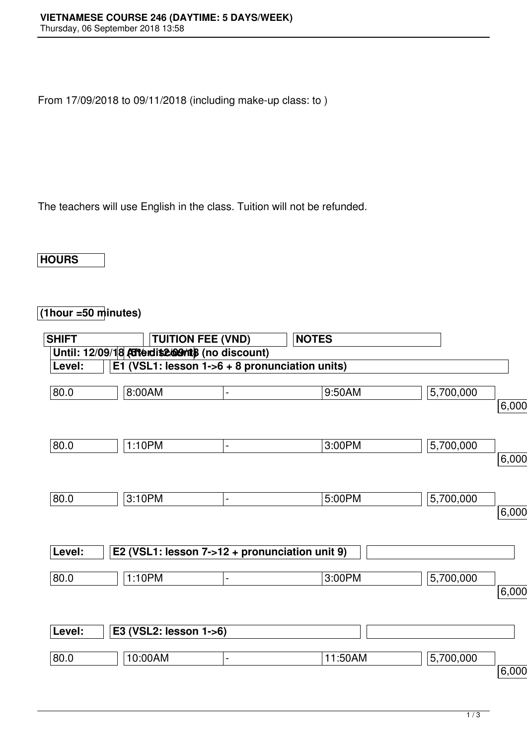**VIETNAMESE COURSE 246 (DAYTIME: 5 DAYS/WEEK)**

Thursday, 06 September 2018 13:58

From 17/09/2018 to 09/11/2018 (including make-up class: to )

The teachers will use English in the class. Tuition will not be refunded.

| HOURS | SHIFT | | | TUITION FEE (VND) | | NOTES |
|---|---|---|---|---|---|---|
| (1hour =50 minutes) | | | | Until: 12/09/18 (5% discount) | After 12/09/18 (no discount) | |
| **Level:** | **E1 (VSL1: lesson 1->6 + 8 pronunciation units)** | | | | | |
| 80.0 | 8:00AM | - | 9:50AM | 5,700,000 | 6,000 | |
| 80.0 | 1:10PM | - | 3:00PM | 5,700,000 | 6,000 | |
| 80.0 | 3:10PM | - | 5:00PM | 5,700,000 | 6,000 | |
| **Level:** | **E2 (VSL1: lesson 7->12 + pronunciation unit 9)** | | | | | |
| 80.0 | 1:10PM | - | 3:00PM | 5,700,000 | 6,000 | |
| **Level:** | **E3 (VSL2: lesson 1->6)** | | | | | |
| 80.0 | 10:00AM | - | 11:50AM | 5,700,000 | 6,000 | |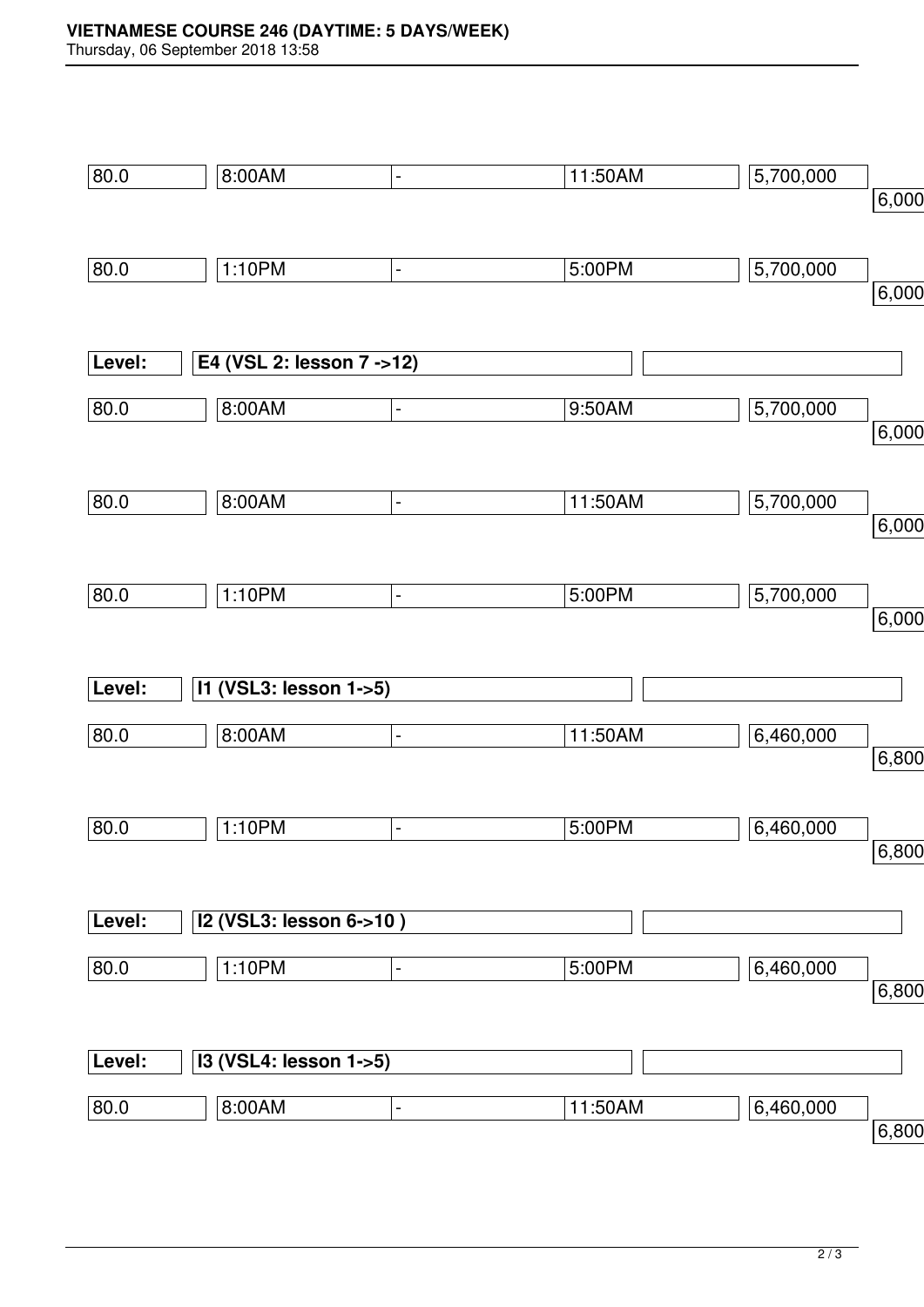| | | | | | |
|---|---|---|---|---|---|
| 80.0 | 8:00AM | - | 11:50AM | 5,700,000 | 6,000 |
| 80.0 | 1:10PM | - | 5:00PM | 5,700,000 | 6,000 |

| **Level:** | **E4 (VSL 2: lesson 7 ->12)** | | | | |
|---|---|---|---|---|---|
| 80.0 | 8:00AM | - | 9:50AM | 5,700,000 | 6,000 |
| 80.0 | 8:00AM | - | 11:50AM | 5,700,000 | 6,000 |
| 80.0 | 1:10PM | - | 5:00PM | 5,700,000 | 6,000 |

| **Level:** | **I1 (VSL3: lesson 1->5)** | | | | |
|---|---|---|---|---|---|
| 80.0 | 8:00AM | - | 11:50AM | 6,460,000 | 6,800 |
| 80.0 | 1:10PM | - | 5:00PM | 6,460,000 | 6,800 |

| **Level:** | **I2 (VSL3: lesson 6->10 )** | | | | |
|---|---|---|---|---|---|
| 80.0 | 1:10PM | - | 5:00PM | 6,460,000 | 6,800 |

| **Level:** | **I3 (VSL4: lesson 1->5)** | | | | |
|---|---|---|---|---|---|
| 80.0 | 8:00AM | - | 11:50AM | 6,460,000 | 6,800 |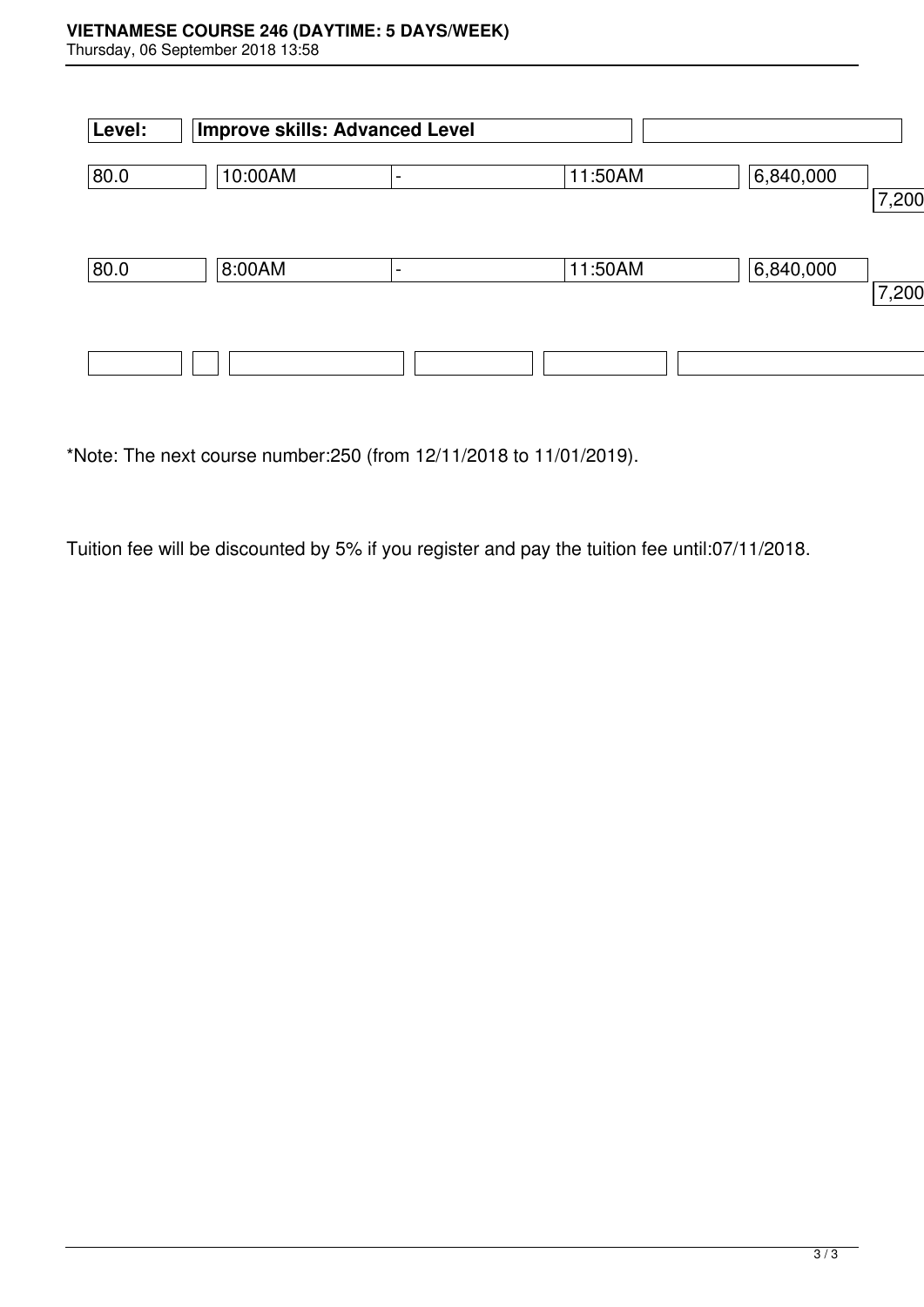| Level: | Improve skills: Advanced Level | | | | |
|---|---|---|---|---|---|
| 80.0 | 10:00AM | - | 11:50AM | 6,840,000 | 7,200 |
| 80.0 | 8:00AM | - | 11:50AM | 6,840,000 | 7,200 |
| | | | | | |

*Note: The next course number:250 (from 12/11/2018 to 11/01/2019).

Tuition fee will be discounted by 5% if you register and pay the tuition fee until:07/11/2018.